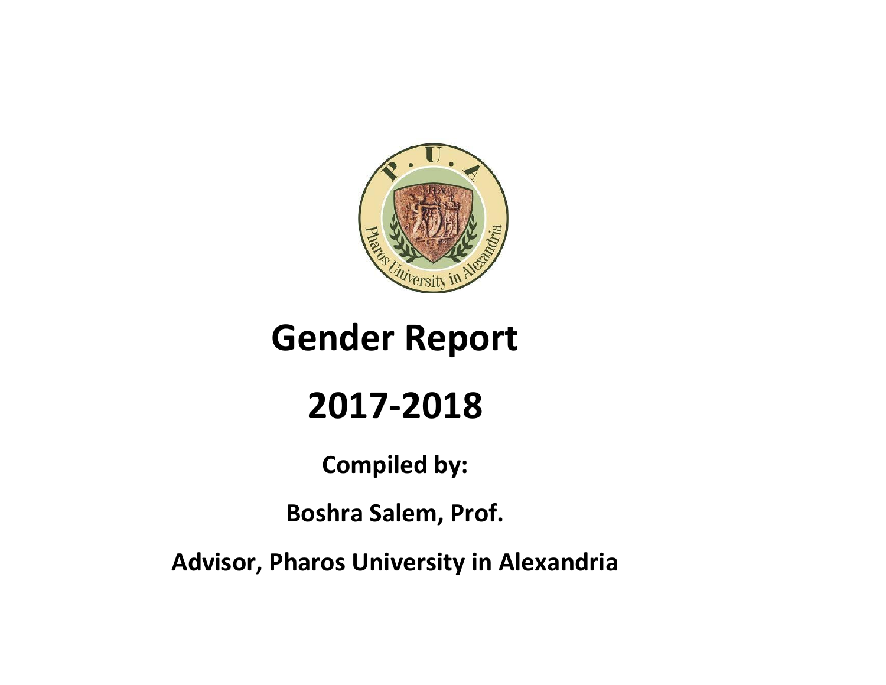# Gender Report

# 2017-2018

**Compiled by:**

**Boshra Salem, Prof.**

**Advisor, Pharos University in Alexandria**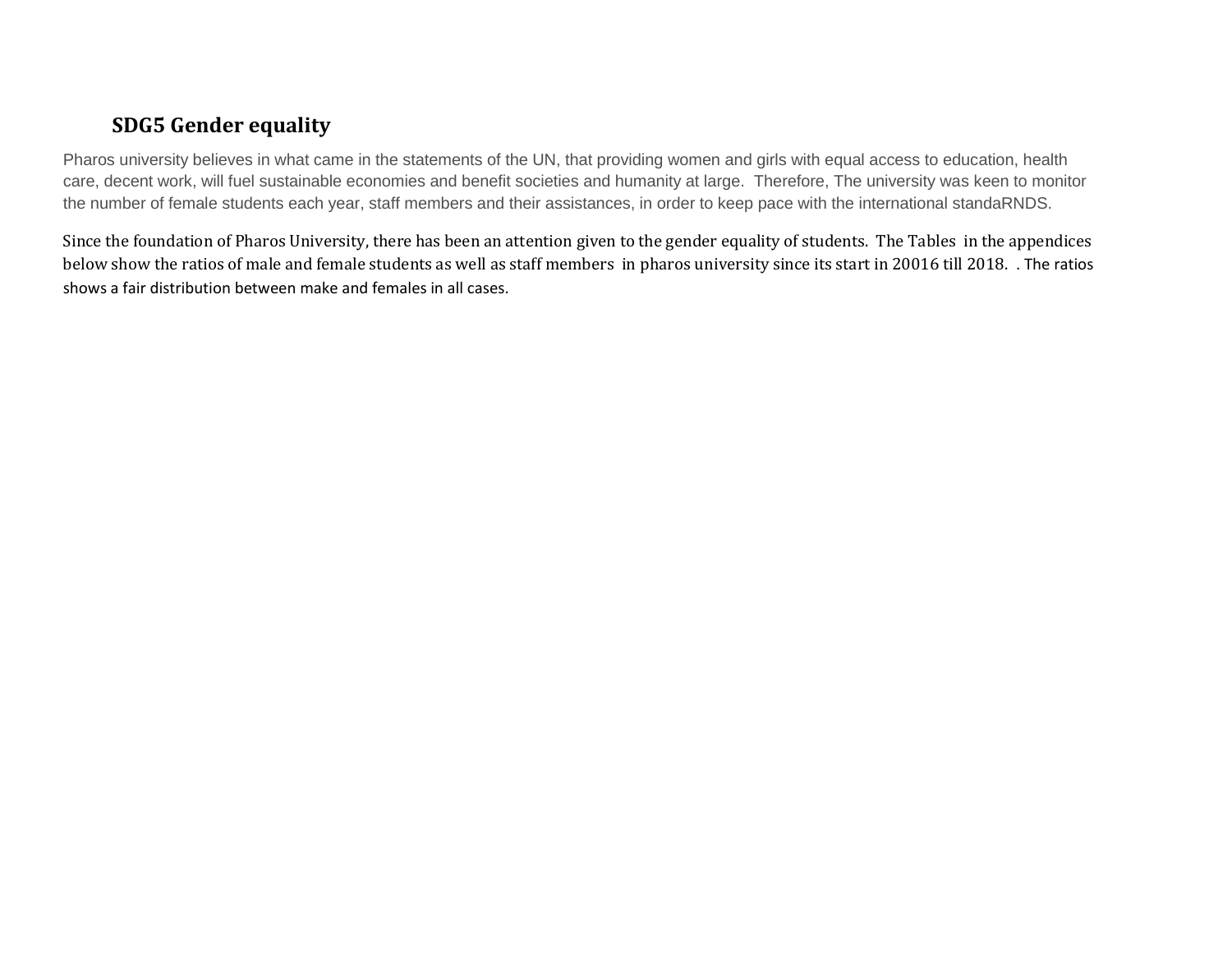## SDG5 Gender equality

Pharos university believes in what came in the statements of the UN, that providing women and girls with equal access to education, health care, decent work, will fuel sustainable economies and benefit societies and humanity at large. Therefore, The university was keen to monitor the number of female students each year, staff members and their assistances, in order to keep pace with the international standaRNDS.

Since the foundation of Pharos University, there has been an attention given to the gender equality of students. The Tables in the appendices below show the ratios of male and female students as well as staff members in pharos university since its start in 20016 till 2018. . The ratios shows a fair distribution between make and females in all cases.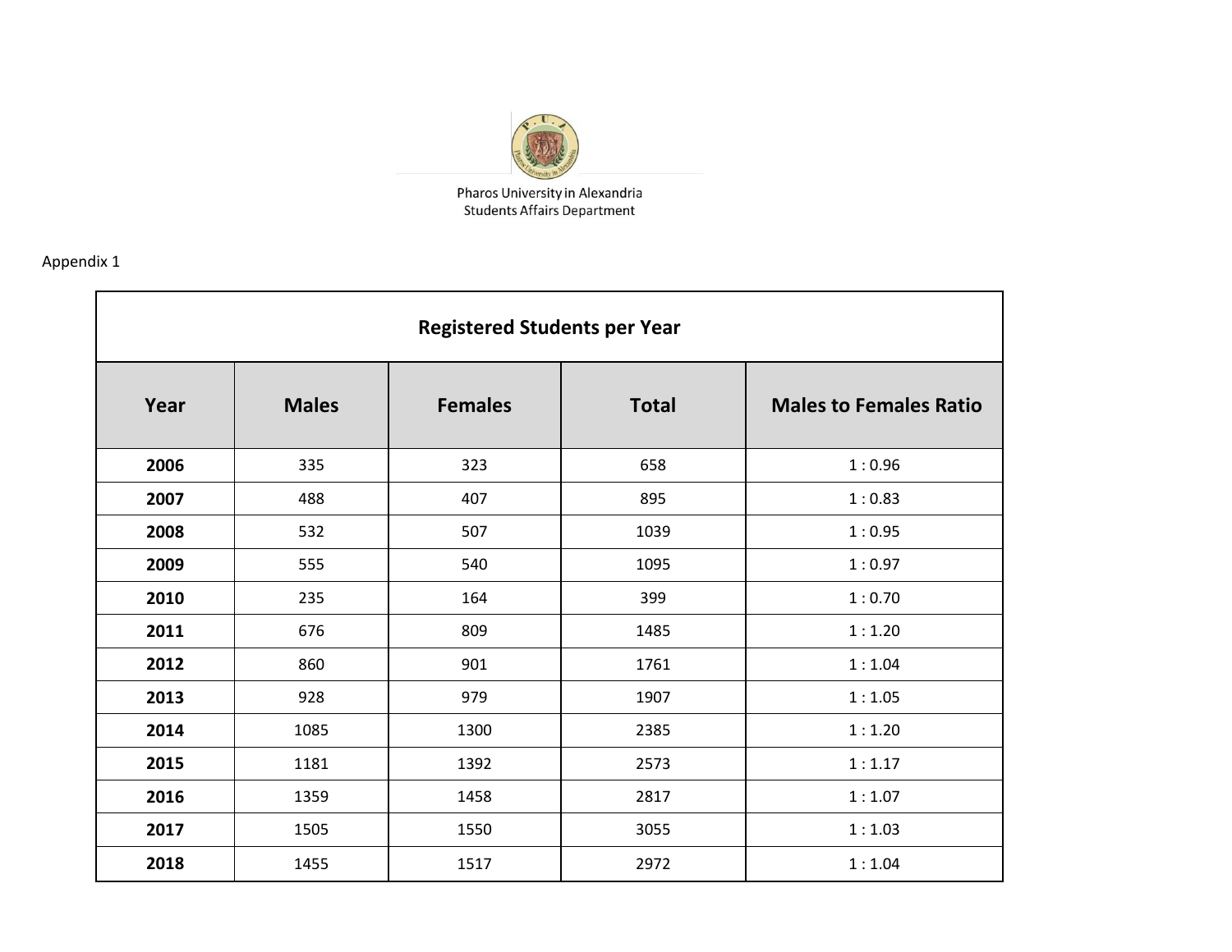Pharos University in Alexandria
Students Affairs Department

Appendix 1

**Registered Students per Year**

| Year | Males | Females | Total | Males to Females Ratio |
|---|---|---|---|---|
| **2006** | 335 | 323 | 658 | 1 : 0.96 |
| **2007** | 488 | 407 | 895 | 1 : 0.83 |
| **2008** | 532 | 507 | 1039 | 1 : 0.95 |
| **2009** | 555 | 540 | 1095 | 1 : 0.97 |
| **2010** | 235 | 164 | 399 | 1 : 0.70 |
| **2011** | 676 | 809 | 1485 | 1 : 1.20 |
| **2012** | 860 | 901 | 1761 | 1 : 1.04 |
| **2013** | 928 | 979 | 1907 | 1 : 1.05 |
| **2014** | 1085 | 1300 | 2385 | 1 : 1.20 |
| **2015** | 1181 | 1392 | 2573 | 1 : 1.17 |
| **2016** | 1359 | 1458 | 2817 | 1 : 1.07 |
| **2017** | 1505 | 1550 | 3055 | 1 : 1.03 |
| **2018** | 1455 | 1517 | 2972 | 1 : 1.04 |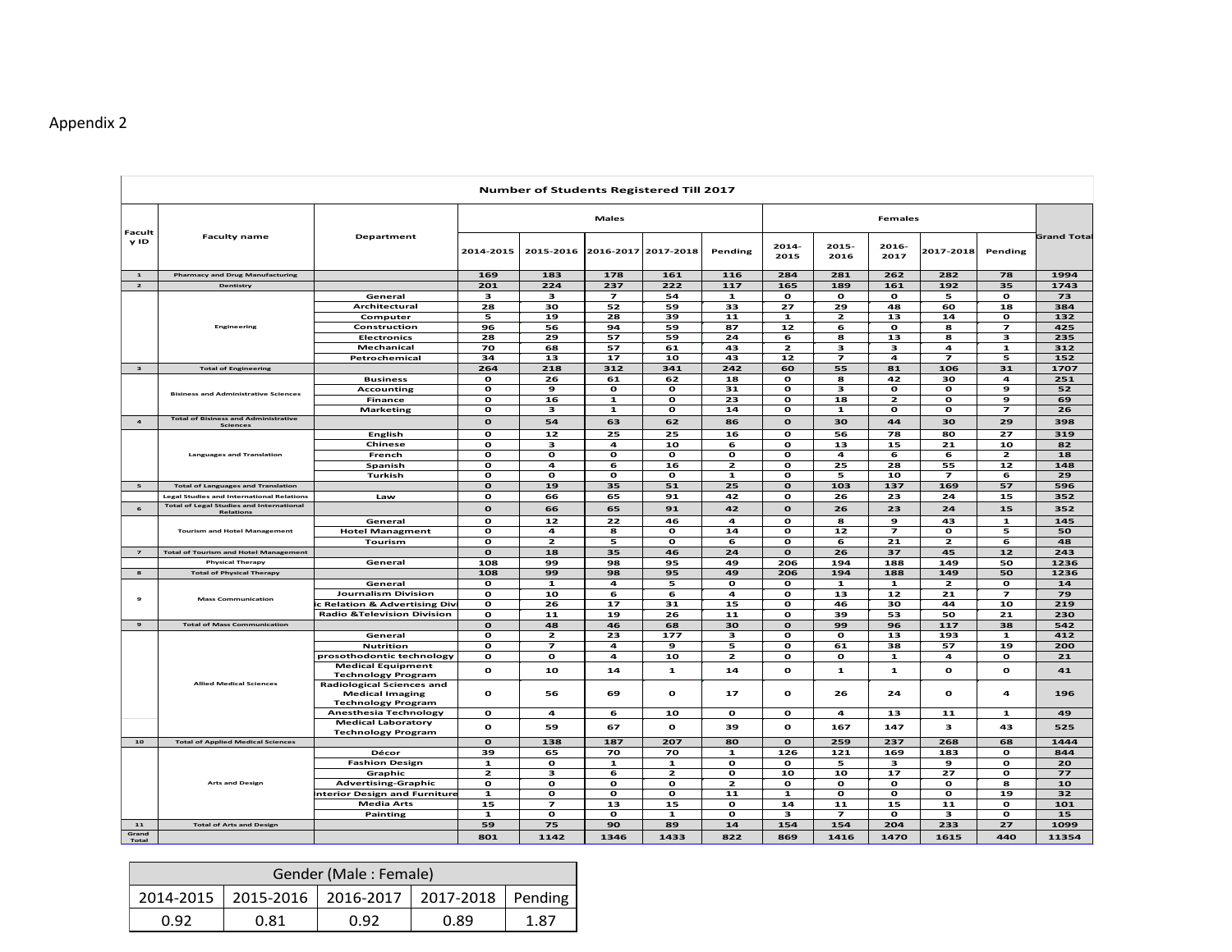Appendix 2

| Number of Students Registered Till 2017 | | | | | | | | | | | | | |
|---|---|---|---|---|---|---|---|---|---|---|---|---|---|
| Faculty ID | Faculty name | Department | Males | | | | | Females | | | | | Grand Total |
| | | | 2014-2015 | 2015-2016 | 2016-2017 | 2017-2018 | Pending | 2014-2015 | 2015-2016 | 2016-2017 | 2017-2018 | Pending | |
| 1 | Pharmacy and Drug Manufacturing | | 169 | 183 | 178 | 161 | 116 | 284 | 281 | 262 | 282 | 78 | 1994 |
| 2 | Dentistry | | 201 | 224 | 237 | 222 | 117 | 165 | 189 | 161 | 192 | 35 | 1743 |
| | Engineering | General | 3 | 3 | 7 | 54 | 1 | 0 | 0 | 0 | 5 | 0 | 73 |
| | | Architectural | 28 | 30 | 52 | 59 | 33 | 27 | 29 | 48 | 60 | 18 | 384 |
| | | Computer | 5 | 19 | 28 | 39 | 11 | 1 | 2 | 13 | 14 | 0 | 132 |
| | | Construction | 96 | 56 | 94 | 59 | 87 | 12 | 6 | 0 | 8 | 7 | 425 |
| | | Electronics | 28 | 29 | 57 | 59 | 24 | 6 | 8 | 13 | 8 | 3 | 235 |
| | | Mechanical | 70 | 68 | 57 | 61 | 43 | 2 | 3 | 3 | 4 | 1 | 312 |
| | | Petrochemical | 34 | 13 | 17 | 10 | 43 | 12 | 7 | 4 | 7 | 5 | 152 |
| 3 | Total of Engineering | | 264 | 218 | 312 | 341 | 242 | 60 | 55 | 81 | 106 | 31 | 1707 |
| | Bisiness and Administrative Sciences | Business | 0 | 26 | 61 | 62 | 18 | 0 | 8 | 42 | 30 | 4 | 251 |
| | | Accounting | 0 | 9 | 0 | 0 | 31 | 0 | 3 | 0 | 0 | 9 | 52 |
| | | Finance | 0 | 16 | 1 | 0 | 23 | 0 | 18 | 2 | 0 | 9 | 69 |
| | | Marketing | 0 | 3 | 1 | 0 | 14 | 0 | 1 | 0 | 0 | 7 | 26 |
| 4 | Total of Bisiness and Administrative Sciences | | 0 | 54 | 63 | 62 | 86 | 0 | 30 | 44 | 30 | 29 | 398 |
| | Languages and Translation | English | 0 | 12 | 25 | 25 | 16 | 0 | 56 | 78 | 80 | 27 | 319 |
| | | Chinese | 0 | 3 | 4 | 10 | 6 | 0 | 13 | 15 | 21 | 10 | 82 |
| | | French | 0 | 0 | 0 | 0 | 0 | 0 | 4 | 6 | 6 | 2 | 18 |
| | | Spanish | 0 | 4 | 6 | 16 | 2 | 0 | 25 | 28 | 55 | 12 | 148 |
| | | Turkish | 0 | 0 | 0 | 0 | 1 | 0 | 5 | 10 | 7 | 6 | 29 |
| 5 | Total of Languages and Translation | | 0 | 19 | 35 | 51 | 25 | 0 | 103 | 137 | 169 | 57 | 596 |
| | Legal Studies and International Relations | Law | 0 | 66 | 65 | 91 | 42 | 0 | 26 | 23 | 24 | 15 | 352 |
| 6 | Total of Legal Studies and International Relations | | 0 | 66 | 65 | 91 | 42 | 0 | 26 | 23 | 24 | 15 | 352 |
| | Tourism and Hotel Management | General | 0 | 12 | 22 | 46 | 4 | 0 | 8 | 9 | 43 | 1 | 145 |
| | | Hotel Managment | 0 | 4 | 8 | 0 | 14 | 0 | 12 | 7 | 0 | 5 | 50 |
| | | Tourism | 0 | 2 | 5 | 0 | 6 | 0 | 6 | 21 | 2 | 6 | 48 |
| 7 | Total of Tourism and Hotel Management | | 0 | 18 | 35 | 46 | 24 | 0 | 26 | 37 | 45 | 12 | 243 |
| | Physical Therapy | General | 108 | 99 | 98 | 95 | 49 | 206 | 194 | 188 | 149 | 50 | 1236 |
| 8 | Total of Physical Therapy | | 108 | 99 | 98 | 95 | 49 | 206 | 194 | 188 | 149 | 50 | 1236 |
| 9 | Mass Communication | General | 0 | 1 | 4 | 5 | 0 | 0 | 1 | 1 | 2 | 0 | 14 |
| | | Journalism Division | 0 | 10 | 6 | 6 | 4 | 0 | 13 | 12 | 21 | 7 | 79 |
| | | ic Relation & Advertising Divi | 0 | 26 | 17 | 31 | 15 | 0 | 46 | 30 | 44 | 10 | 219 |
| | | Radio &Television Division | 0 | 11 | 19 | 26 | 11 | 0 | 39 | 53 | 50 | 21 | 230 |
| 9 | Total of Mass Communication | | 0 | 48 | 46 | 68 | 30 | 0 | 99 | 96 | 117 | 38 | 542 |
| | Allied Medical Sciences | General | 0 | 2 | 23 | 177 | 3 | 0 | 0 | 13 | 193 | 1 | 412 |
| | | Nutrition | 0 | 7 | 4 | 9 | 5 | 0 | 61 | 38 | 57 | 19 | 200 |
| | | prosothodontic technology | 0 | 0 | 4 | 10 | 2 | 0 | 0 | 1 | 4 | 0 | 21 |
| | | Medical Equipment Technology Program | 0 | 10 | 14 | 1 | 14 | 0 | 1 | 1 | 0 | 0 | 41 |
| | | Radiological Sciences and Medical Imaging Technology Program | 0 | 56 | 69 | 0 | 17 | 0 | 26 | 24 | 0 | 4 | 196 |
| | | Anesthesia Technology | 0 | 4 | 6 | 10 | 0 | 0 | 4 | 13 | 11 | 1 | 49 |
| | | Medical Laboratory Technology Program | 0 | 59 | 67 | 0 | 39 | 0 | 167 | 147 | 3 | 43 | 525 |
| 10 | Total of Applied Medical Sciences | | 0 | 138 | 187 | 207 | 80 | 0 | 259 | 237 | 268 | 68 | 1444 |
| | Arts and Design | Décor | 39 | 65 | 70 | 70 | 1 | 126 | 121 | 169 | 183 | 0 | 844 |
| | | Fashion Design | 1 | 0 | 1 | 1 | 0 | 0 | 5 | 3 | 9 | 0 | 20 |
| | | Graphic | 2 | 3 | 6 | 2 | 0 | 10 | 10 | 17 | 27 | 0 | 77 |
| | | Advertising-Graphic | 0 | 0 | 0 | 0 | 2 | 0 | 0 | 0 | 0 | 8 | 10 |
| | | nterior Design and Furniture | 1 | 0 | 0 | 0 | 11 | 1 | 0 | 0 | 0 | 19 | 32 |
| | | Media Arts | 15 | 7 | 13 | 15 | 0 | 14 | 11 | 15 | 11 | 0 | 101 |
| | | Painting | 1 | 0 | 0 | 1 | 0 | 3 | 7 | 0 | 3 | 0 | 15 |
| 11 | Total of Arts and Design | | 59 | 75 | 90 | 89 | 14 | 154 | 154 | 204 | 233 | 27 | 1099 |
| Grand Total | | | 801 | 1142 | 1346 | 1433 | 822 | 869 | 1416 | 1470 | 1615 | 440 | 11354 |

| Gender (Male : Female) | | | | |
|---|---|---|---|---|
| 2014-2015 | 2015-2016 | 2016-2017 | 2017-2018 | Pending |
| 0.92 | 0.81 | 0.92 | 0.89 | 1.87 |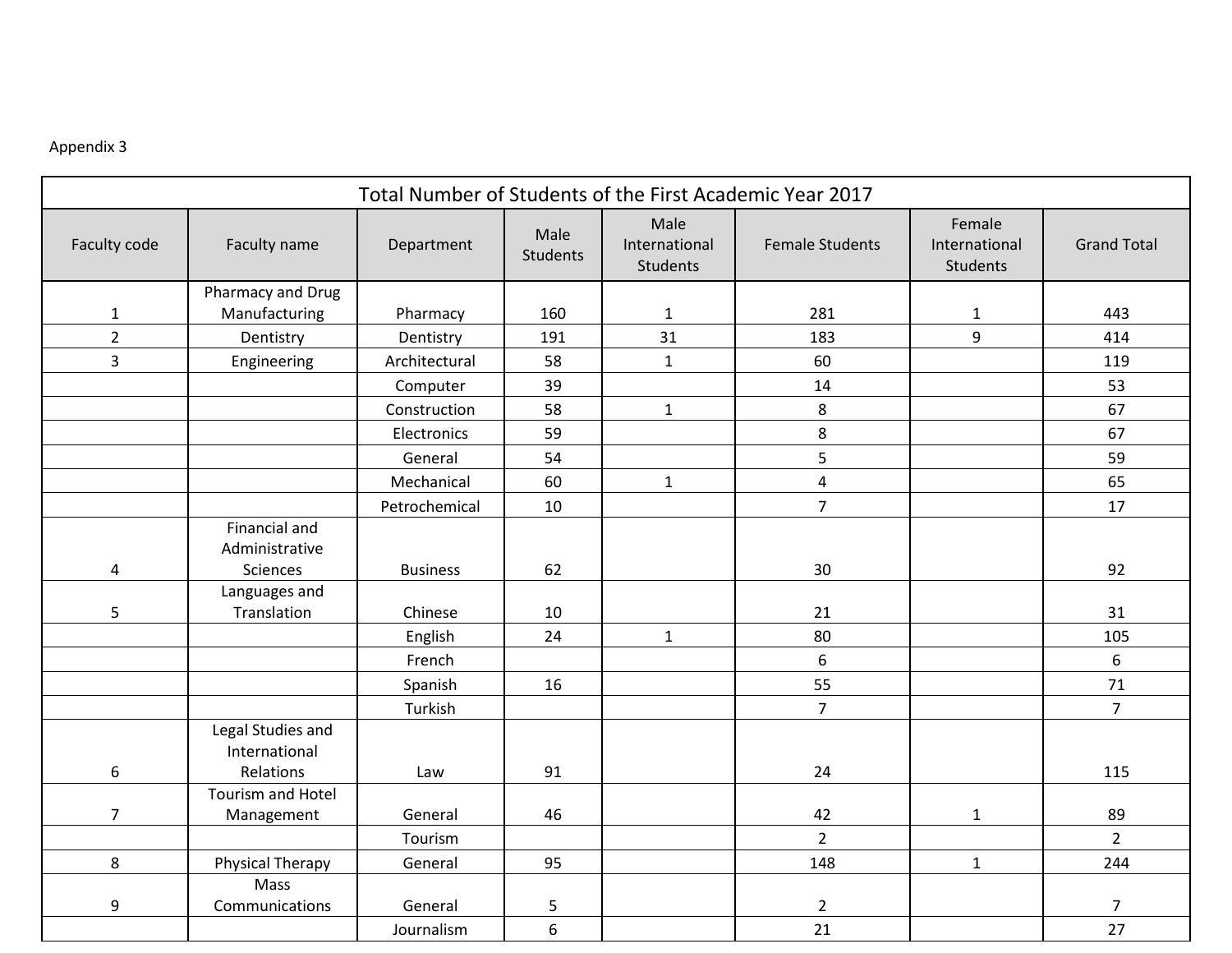Appendix 3

| Total Number of Students of the First Academic Year 2017 | | | | | | | |
|---|---|---|---|---|---|---|---|
| Faculty code | Faculty name | Department | Male Students | Male International Students | Female Students | Female International Students | Grand Total |
| 1 | Pharmacy and Drug Manufacturing | Pharmacy | 160 | 1 | 281 | 1 | 443 |
| 2 | Dentistry | Dentistry | 191 | 31 | 183 | 9 | 414 |
| 3 | Engineering | Architectural | 58 | 1 | 60 | | 119 |
| | | Computer | 39 | | 14 | | 53 |
| | | Construction | 58 | 1 | 8 | | 67 |
| | | Electronics | 59 | | 8 | | 67 |
| | | General | 54 | | 5 | | 59 |
| | | Mechanical | 60 | 1 | 4 | | 65 |
| | | Petrochemical | 10 | | 7 | | 17 |
| 4 | Financial and Administrative Sciences | Business | 62 | | 30 | | 92 |
| 5 | Languages and Translation | Chinese | 10 | | 21 | | 31 |
| | | English | 24 | 1 | 80 | | 105 |
| | | French | | | 6 | | 6 |
| | | Spanish | 16 | | 55 | | 71 |
| | | Turkish | | | 7 | | 7 |
| 6 | Legal Studies and International Relations | Law | 91 | | 24 | | 115 |
| 7 | Tourism and Hotel Management | General | 46 | | 42 | 1 | 89 |
| | | Tourism | | | 2 | | 2 |
| 8 | Physical Therapy | General | 95 | | 148 | 1 | 244 |
| 9 | Mass Communications | General | 5 | | 2 | | 7 |
| | | Journalism | 6 | | 21 | | 27 |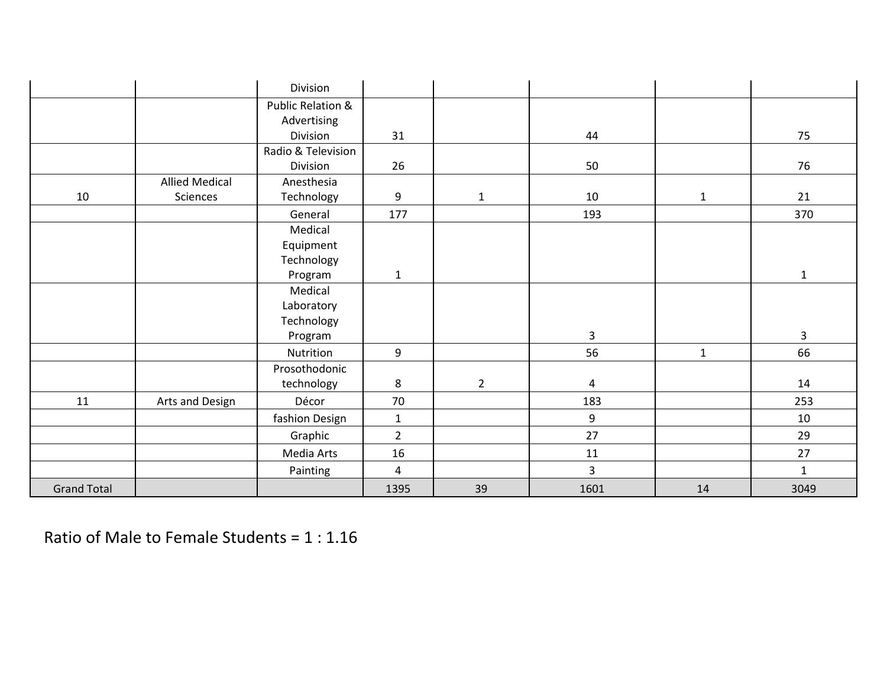| | | Division | | | | | |
|---|---|---|---|---|---|---|---|
| | | Public Relation & Advertising Division | 31 | | 44 | | 75 |
| | | Radio & Television Division | 26 | | 50 | | 76 |
| 10 | Allied Medical Sciences | Anesthesia Technology | 9 | 1 | 10 | 1 | 21 |
| | | General | 177 | | 193 | | 370 |
| | | Medical Equipment Technology Program | 1 | | | | 1 |
| | | Medical Laboratory Technology Program | | | 3 | | 3 |
| | | Nutrition | 9 | | 56 | 1 | 66 |
| | | Prosothodonic technology | 8 | 2 | 4 | | 14 |
| 11 | Arts and Design | Décor | 70 | | 183 | | 253 |
| | | fashion Design | 1 | | 9 | | 10 |
| | | Graphic | 2 | | 27 | | 29 |
| | | Media Arts | 16 | | 11 | | 27 |
| | | Painting | 4 | | 3 | | 1 |
| Grand Total | | | 1395 | 39 | 1601 | 14 | 3049 |

Ratio of Male to Female Students = 1 : 1.16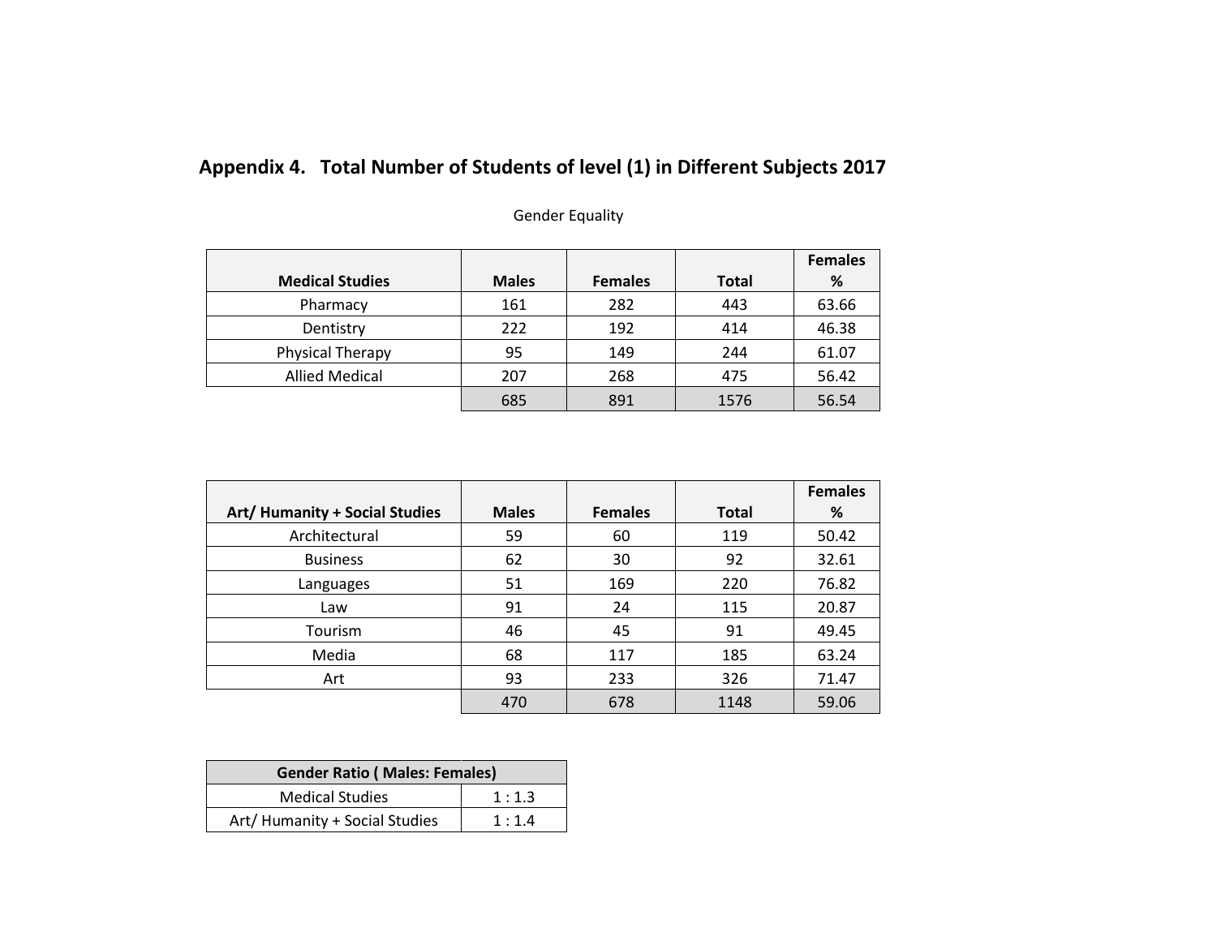## Appendix 4. Total Number of Students of level (1) in Different Subjects 2017

Gender Equality

| Medical Studies | Males | Females | Total | Females % |
|---|---|---|---|---|
| Pharmacy | 161 | 282 | 443 | 63.66 |
| Dentistry | 222 | 192 | 414 | 46.38 |
| Physical Therapy | 95 | 149 | 244 | 61.07 |
| Allied Medical | 207 | 268 | 475 | 56.42 |
| | 685 | 891 | 1576 | 56.54 |

| Art/ Humanity + Social Studies | Males | Females | Total | Females % |
|---|---|---|---|---|
| Architectural | 59 | 60 | 119 | 50.42 |
| Business | 62 | 30 | 92 | 32.61 |
| Languages | 51 | 169 | 220 | 76.82 |
| Law | 91 | 24 | 115 | 20.87 |
| Tourism | 46 | 45 | 91 | 49.45 |
| Media | 68 | 117 | 185 | 63.24 |
| Art | 93 | 233 | 326 | 71.47 |
| | 470 | 678 | 1148 | 59.06 |

| Gender Ratio ( Males: Females) | |
|---|---|
| Medical Studies | 1 : 1.3 |
| Art/ Humanity + Social Studies | 1 : 1.4 |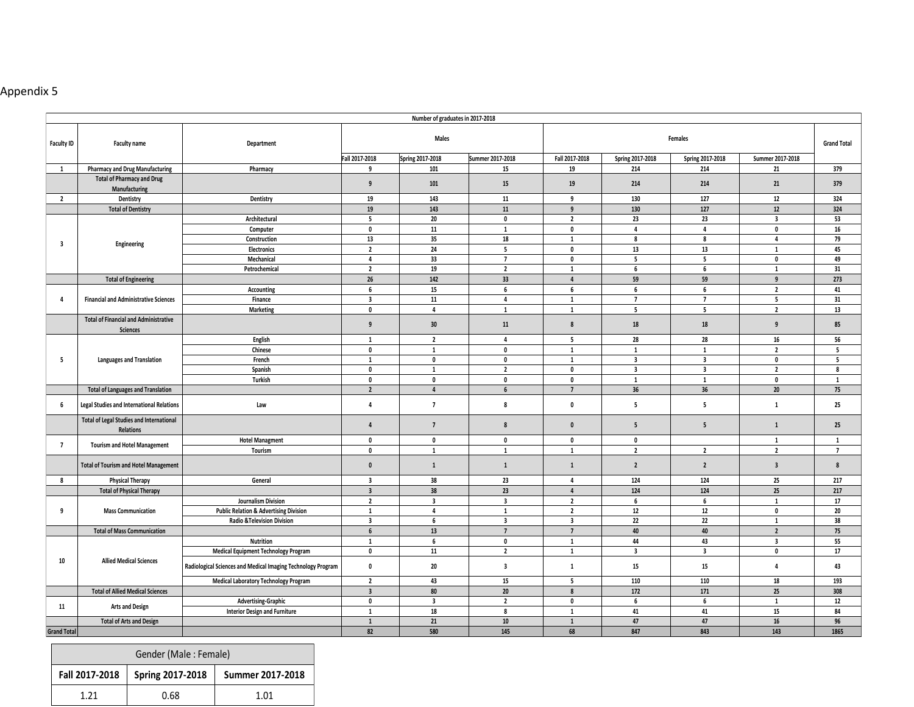Appendix 5

| Number of graduates in 2017-2018 | | | | | | | | | | | |
|---|---|---|---|---|---|---|---|---|---|---|---|
| Faculty ID | Faculty name | Department | Males | | | Females | | | | Grand Total |
| | | | Fall 2017-2018 | Spring 2017-2018 | Summer 2017-2018 | Fall 2017-2018 | Spring 2017-2018 | Spring 2017-2018 | Summer 2017-2018 | |
| 1 | Pharmacy and Drug Manufacturing | Pharmacy | 9 | 101 | 15 | 19 | 214 | 214 | 21 | 379 |
| | Total of Pharmacy and Drug Manufacturing | | 9 | 101 | 15 | 19 | 214 | 214 | 21 | 379 |
| 2 | Dentistry | Dentistry | 19 | 143 | 11 | 9 | 130 | 127 | 12 | 324 |
| | Total of Dentistry | | 19 | 143 | 11 | 9 | 130 | 127 | 12 | 324 |
| 3 | Engineering | Architectural | 5 | 20 | 0 | 2 | 23 | 23 | 3 | 53 |
| | | Computer | 0 | 11 | 1 | 0 | 4 | 4 | 0 | 16 |
| | | Construction | 13 | 35 | 18 | 1 | 8 | 8 | 4 | 79 |
| | | Electronics | 2 | 24 | 5 | 0 | 13 | 13 | 1 | 45 |
| | | Mechanical | 4 | 33 | 7 | 0 | 5 | 5 | 0 | 49 |
| | | Petrochemical | 2 | 19 | 2 | 1 | 6 | 6 | 1 | 31 |
| | Total of Engineering | | 26 | 142 | 33 | 4 | 59 | 59 | 9 | 273 |
| 4 | Financial and Administrative Sciences | Accounting | 6 | 15 | 6 | 6 | 6 | 6 | 2 | 41 |
| | | Finance | 3 | 11 | 4 | 1 | 7 | 7 | 5 | 31 |
| | | Marketing | 0 | 4 | 1 | 1 | 5 | 5 | 2 | 13 |
| | Total of Financial and Administrative Sciences | | 9 | 30 | 11 | 8 | 18 | 18 | 9 | 85 |
| 5 | Languages and Translation | English | 1 | 2 | 4 | 5 | 28 | 28 | 16 | 56 |
| | | Chinese | 0 | 1 | 0 | 1 | 1 | 1 | 2 | 5 |
| | | French | 1 | 0 | 0 | 1 | 3 | 3 | 0 | 5 |
| | | Spanish | 0 | 1 | 2 | 0 | 3 | 3 | 2 | 8 |
| | | Turkish | 0 | 0 | 0 | 0 | 1 | 1 | 0 | 1 |
| | Total of Languages and Translation | | 2 | 4 | 6 | 7 | 36 | 36 | 20 | 75 |
| 6 | Legal Studies and International Relations | Law | 4 | 7 | 8 | 0 | 5 | 5 | 1 | 25 |
| | Total of Legal Studies and International Relations | | 4 | 7 | 8 | 0 | 5 | 5 | 1 | 25 |
| 7 | Tourism and Hotel Management | Hotel Managment | 0 | 0 | 0 | 0 | 0 | | 1 | 1 |
| | | Tourism | 0 | 1 | 1 | 1 | 2 | 2 | 2 | 7 |
| | Total of Tourism and Hotel Management | | 0 | 1 | 1 | 1 | 2 | 2 | 3 | 8 |
| 8 | Physical Therapy | General | 3 | 38 | 23 | 4 | 124 | 124 | 25 | 217 |
| | Total of Physical Therapy | | 3 | 38 | 23 | 4 | 124 | 124 | 25 | 217 |
| 9 | Mass Communication | Journalism Division | 2 | 3 | 3 | 2 | 6 | 6 | 1 | 17 |
| | | Public Relation & Advertising Division | 1 | 4 | 1 | 2 | 12 | 12 | 0 | 20 |
| | | Radio &Television Division | 3 | 6 | 3 | 3 | 22 | 22 | 1 | 38 |
| | Total of Mass Communication | | 6 | 13 | 7 | 7 | 40 | 40 | 2 | 75 |
| 10 | Allied Medical Sciences | Nutrition | 1 | 6 | 0 | 1 | 44 | 43 | 3 | 55 |
| | | Medical Equipment Technology Program | 0 | 11 | 2 | 1 | 3 | 3 | 0 | 17 |
| | | Radiological Sciences and Medical Imaging Technology Program | 0 | 20 | 3 | 1 | 15 | 15 | 4 | 43 |
| | | Medical Laboratory Technology Program | 2 | 43 | 15 | 5 | 110 | 110 | 18 | 193 |
| | Total of Allied Medical Sciences | | 3 | 80 | 20 | 8 | 172 | 171 | 25 | 308 |
| 11 | Arts and Design | Advertising-Graphic | 0 | 3 | 2 | 0 | 6 | 6 | 1 | 12 |
| | | Interior Design and Furniture | 1 | 18 | 8 | 1 | 41 | 41 | 15 | 84 |
| | Total of Arts and Design | | 1 | 21 | 10 | 1 | 47 | 47 | 16 | 96 |
| Grand Total | | | 82 | 580 | 145 | 68 | 847 | 843 | 143 | 1865 |

| Gender (Male : Female) | | |
|---|---|---|
| Fall 2017-2018 | Spring 2017-2018 | Summer 2017-2018 |
| 1.21 | 0.68 | 1.01 |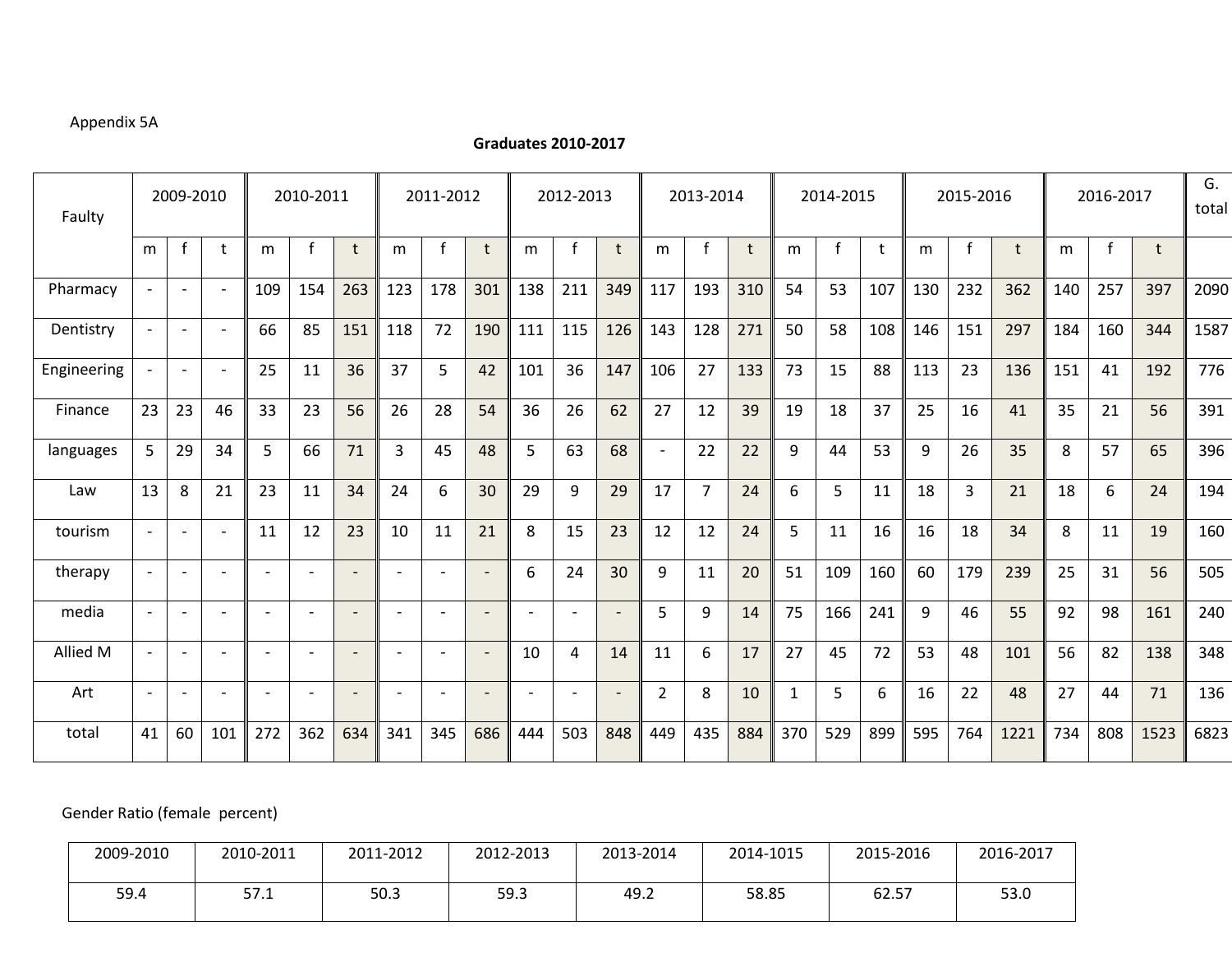Appendix 5A

**Graduates 2010-2017**

| Faulty | 2009-2010 | | | 2010-2011 | | | 2011-2012 | | | 2012-2013 | | | 2013-2014 | | | 2014-2015 | | | 2015-2016 | | | 2016-2017 | | | G. total |
|---|---|---|---|---|---|---|---|---|---|---|---|---|---|---|---|---|---|---|---|---|---|---|---|---|---|
| | m | f | t | m | f | t | m | f | t | m | f | t | m | f | t | m | f | t | m | f | t | m | f | t | |
| Pharmacy | - | - | - | 109 | 154 | 263 | 123 | 178 | 301 | 138 | 211 | 349 | 117 | 193 | 310 | 54 | 53 | 107 | 130 | 232 | 362 | 140 | 257 | 397 | 2090 |
| Dentistry | - | - | - | 66 | 85 | 151 | 118 | 72 | 190 | 111 | 115 | 126 | 143 | 128 | 271 | 50 | 58 | 108 | 146 | 151 | 297 | 184 | 160 | 344 | 1587 |
| Engineering | - | - | - | 25 | 11 | 36 | 37 | 5 | 42 | 101 | 36 | 147 | 106 | 27 | 133 | 73 | 15 | 88 | 113 | 23 | 136 | 151 | 41 | 192 | 776 |
| Finance | 23 | 23 | 46 | 33 | 23 | 56 | 26 | 28 | 54 | 36 | 26 | 62 | 27 | 12 | 39 | 19 | 18 | 37 | 25 | 16 | 41 | 35 | 21 | 56 | 391 |
| languages | 5 | 29 | 34 | 5 | 66 | 71 | 3 | 45 | 48 | 5 | 63 | 68 | - | 22 | 22 | 9 | 44 | 53 | 9 | 26 | 35 | 8 | 57 | 65 | 396 |
| Law | 13 | 8 | 21 | 23 | 11 | 34 | 24 | 6 | 30 | 29 | 9 | 29 | 17 | 7 | 24 | 6 | 5 | 11 | 18 | 3 | 21 | 18 | 6 | 24 | 194 |
| tourism | - | - | - | 11 | 12 | 23 | 10 | 11 | 21 | 8 | 15 | 23 | 12 | 12 | 24 | 5 | 11 | 16 | 16 | 18 | 34 | 8 | 11 | 19 | 160 |
| therapy | - | - | - | - | - | - | - | - | - | 6 | 24 | 30 | 9 | 11 | 20 | 51 | 109 | 160 | 60 | 179 | 239 | 25 | 31 | 56 | 505 |
| media | - | - | - | - | - | - | - | - | - | - | - | - | 5 | 9 | 14 | 75 | 166 | 241 | 9 | 46 | 55 | 92 | 98 | 161 | 240 |
| Allied M | - | - | - | - | - | - | - | - | - | 10 | 4 | 14 | 11 | 6 | 17 | 27 | 45 | 72 | 53 | 48 | 101 | 56 | 82 | 138 | 348 |
| Art | - | - | - | - | - | - | - | - | - | - | - | - | 2 | 8 | 10 | 1 | 5 | 6 | 16 | 22 | 48 | 27 | 44 | 71 | 136 |
| total | 41 | 60 | 101 | 272 | 362 | 634 | 341 | 345 | 686 | 444 | 503 | 848 | 449 | 435 | 884 | 370 | 529 | 899 | 595 | 764 | 1221 | 734 | 808 | 1523 | 6823 |

Gender Ratio (female percent)

| 2009-2010 | 2010-2011 | 2011-2012 | 2012-2013 | 2013-2014 | 2014-1015 | 2015-2016 | 2016-2017 |
|---|---|---|---|---|---|---|---|
| 59.4 | 57.1 | 50.3 | 59.3 | 49.2 | 58.85 | 62.57 | 53.0 |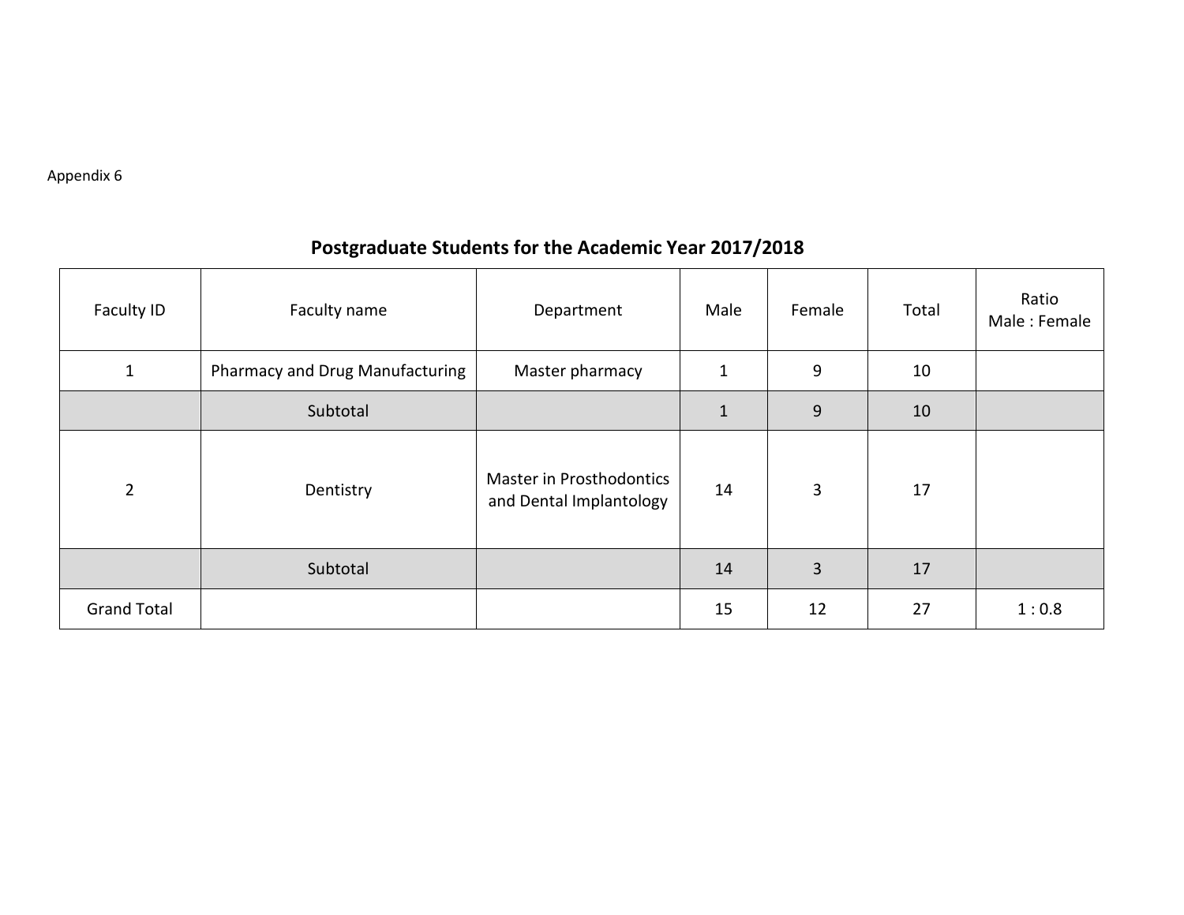Appendix 6

## Postgraduate Students for the Academic Year 2017/2018

| Faculty ID | Faculty name | Department | Male | Female | Total | Ratio Male : Female |
|---|---|---|---|---|---|---|
| 1 | Pharmacy and Drug Manufacturing | Master pharmacy | 1 | 9 | 10 | |
| | Subtotal | | 1 | 9 | 10 | |
| 2 | Dentistry | Master in Prosthodontics and Dental Implantology | 14 | 3 | 17 | |
| | Subtotal | | 14 | 3 | 17 | |
| Grand Total | | | 15 | 12 | 27 | 1 : 0.8 |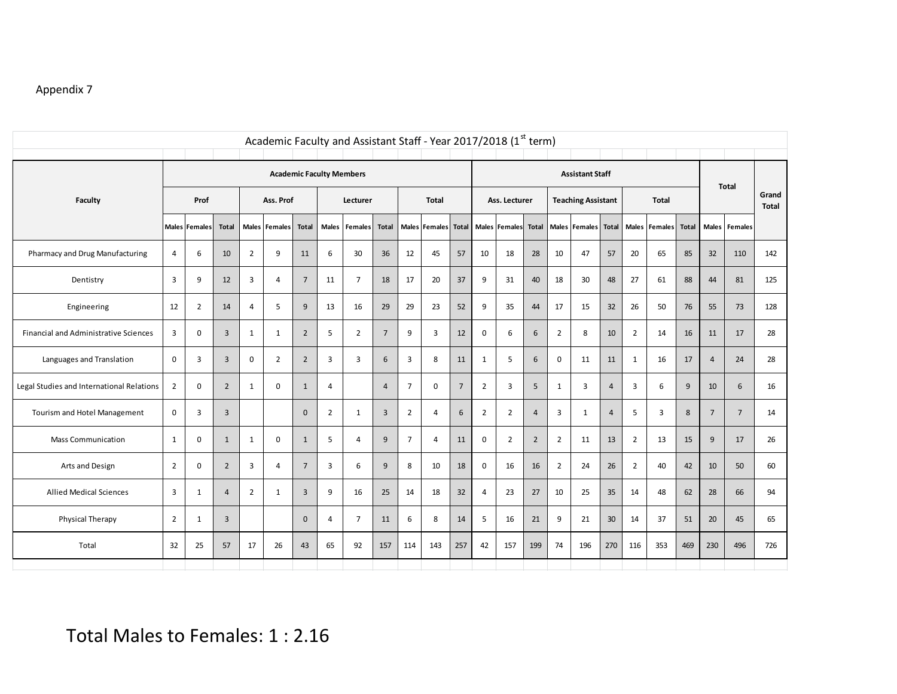Appendix 7

| Academic Faculty and Assistant Staff - Year 2017/2018 (1st term) | | | | | | | | | | | | | | | | | | | | | | | | | | |
|---|---|---|---|---|---|---|---|---|---|---|---|---|---|---|---|---|---|---|---|---|---|---|---|---|---|---|
| Faculty | Academic Faculty Members | | | | | | | | | | | | Assistant Staff | | | | | | | | | Total | | Grand Total |
| | Prof | | | Ass. Prof | | | Lecturer | | | Total | | | Ass. Lecturer | | | Teaching Assistant | | | Total | | | | | |
| | Males | Females | Total | Males | Females | Total | Males | Females | Total | Males | Females | Total | Males | Females | Total | Males | Females | Total | Males | Females | Total | Males | Females | |
| Pharmacy and Drug Manufacturing | 4 | 6 | 10 | 2 | 9 | 11 | 6 | 30 | 36 | 12 | 45 | 57 | 10 | 18 | 28 | 10 | 47 | 57 | 20 | 65 | 85 | 32 | 110 | 142 |
| Dentistry | 3 | 9 | 12 | 3 | 4 | 7 | 11 | 7 | 18 | 17 | 20 | 37 | 9 | 31 | 40 | 18 | 30 | 48 | 27 | 61 | 88 | 44 | 81 | 125 |
| Engineering | 12 | 2 | 14 | 4 | 5 | 9 | 13 | 16 | 29 | 29 | 23 | 52 | 9 | 35 | 44 | 17 | 15 | 32 | 26 | 50 | 76 | 55 | 73 | 128 |
| Financial and Administrative Sciences | 3 | 0 | 3 | 1 | 1 | 2 | 5 | 2 | 7 | 9 | 3 | 12 | 0 | 6 | 6 | 2 | 8 | 10 | 2 | 14 | 16 | 11 | 17 | 28 |
| Languages and Translation | 0 | 3 | 3 | 0 | 2 | 2 | 3 | 3 | 6 | 3 | 8 | 11 | 1 | 5 | 6 | 0 | 11 | 11 | 1 | 16 | 17 | 4 | 24 | 28 |
| Legal Studies and International Relations | 2 | 0 | 2 | 1 | 0 | 1 | 4 | | 4 | 7 | 0 | 7 | 2 | 3 | 5 | 1 | 3 | 4 | 3 | 6 | 9 | 10 | 6 | 16 |
| Tourism and Hotel Management | 0 | 3 | 3 | | | 0 | 2 | 1 | 3 | 2 | 4 | 6 | 2 | 2 | 4 | 3 | 1 | 4 | 5 | 3 | 8 | 7 | 7 | 14 |
| Mass Communication | 1 | 0 | 1 | 1 | 0 | 1 | 5 | 4 | 9 | 7 | 4 | 11 | 0 | 2 | 2 | 2 | 11 | 13 | 2 | 13 | 15 | 9 | 17 | 26 |
| Arts and Design | 2 | 0 | 2 | 3 | 4 | 7 | 3 | 6 | 9 | 8 | 10 | 18 | 0 | 16 | 16 | 2 | 24 | 26 | 2 | 40 | 42 | 10 | 50 | 60 |
| Allied Medical Sciences | 3 | 1 | 4 | 2 | 1 | 3 | 9 | 16 | 25 | 14 | 18 | 32 | 4 | 23 | 27 | 10 | 25 | 35 | 14 | 48 | 62 | 28 | 66 | 94 |
| Physical Therapy | 2 | 1 | 3 | | | 0 | 4 | 7 | 11 | 6 | 8 | 14 | 5 | 16 | 21 | 9 | 21 | 30 | 14 | 37 | 51 | 20 | 45 | 65 |
| Total | 32 | 25 | 57 | 17 | 26 | 43 | 65 | 92 | 157 | 114 | 143 | 257 | 42 | 157 | 199 | 74 | 196 | 270 | 116 | 353 | 469 | 230 | 496 | 726 |

Total Males to Females: 1 : 2.16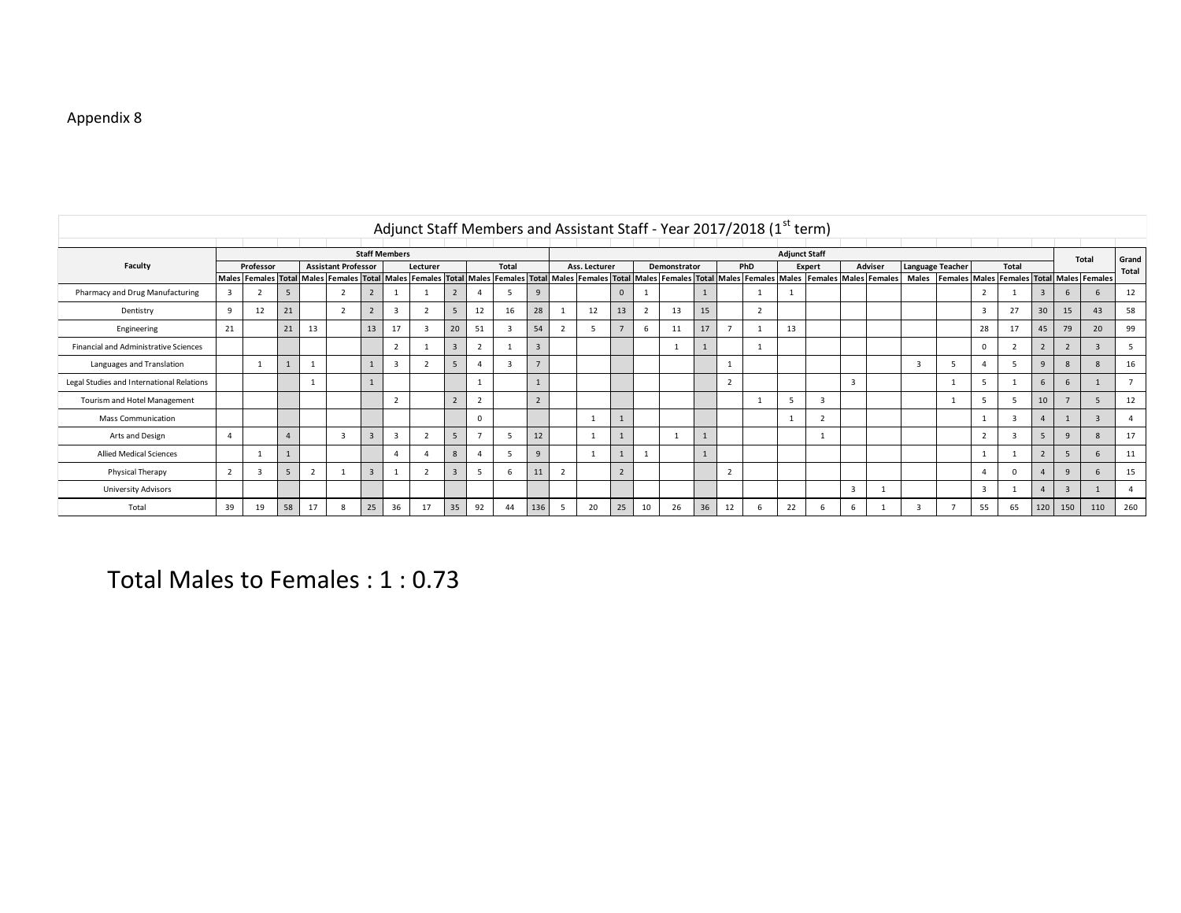Appendix 8

| Adjunct Staff Members and Assistant Staff - Year 2017/2018 (1st term) | | | | | | | | | | | | | | | | | | | | | | | | | | | | | | | | |
|---|---|---|---|---|---|---|---|---|---|---|---|---|---|---|---|---|---|---|---|---|---|---|---|---|---|---|---|---|---|---|---|---|
| Faculty | Staff Members | | | | | | | | | | | | Adjunct Staff | | | | | | | | | | | | | | | | | Total | | Grand Total |
| | Professor | | | Assistant Professor | | | Lecturer | | | Total | | | Ass. Lecturer | | | Demonstrator | | | PhD | | Expert | | Adviser | | Language Teacher | | Total | | | | | |
| | Males | Females | Total | Males | Females | Total | Males | Females | Total | Males | Females | Total | Males | Females | Total | Males | Females | Total | Males | Females | Males | Females | Males | Females | Males | Females | Males | Females | Total | Males | Females | |
| Pharmacy and Drug Manufacturing | 3 | 2 | 5 | | 2 | 2 | 1 | 1 | 2 | 4 | 5 | 9 | | | 0 | 1 | | 1 | | 1 | 1 | | | | | | 2 | 1 | 3 | 6 | 6 | 12 |
| Dentistry | 9 | 12 | 21 | | 2 | 2 | 3 | 2 | 5 | 12 | 16 | 28 | 1 | 12 | 13 | 2 | 13 | 15 | | 2 | | | | | | | 3 | 27 | 30 | 15 | 43 | 58 |
| Engineering | 21 | | 21 | 13 | | 13 | 17 | 3 | 20 | 51 | 3 | 54 | 2 | 5 | 7 | 6 | 11 | 17 | 7 | 1 | 13 | | | | | | 28 | 17 | 45 | 79 | 20 | 99 |
| Financial and Administrative Sciences | | | | | | | 2 | 1 | 3 | 2 | 1 | 3 | | | | | 1 | 1 | | 1 | | | | | | | 0 | 2 | 2 | 2 | 3 | 5 |
| Languages and Translation | | 1 | 1 | 1 | | 1 | 3 | 2 | 5 | 4 | 3 | 7 | | | | | | | 1 | | | | | | 3 | 5 | 4 | 5 | 9 | 8 | 8 | 16 |
| Legal Studies and International Relations | | | | 1 | | 1 | | | | 1 | | 1 | | | | | | | 2 | | | | 3 | | | 1 | 5 | 1 | 6 | 6 | 1 | 7 |
| Tourism and Hotel Management | | | | | | | 2 | | 2 | 2 | | 2 | | | | | | | | 1 | 5 | 3 | | | | 1 | 5 | 5 | 10 | 7 | 5 | 12 |
| Mass Communication | | | | | | | | | | 0 | | | | 1 | 1 | | | | | | 1 | 2 | | | | | 1 | 3 | 4 | 1 | 3 | 4 |
| Arts and Design | 4 | | 4 | | 3 | 3 | 3 | 2 | 5 | 7 | 5 | 12 | | 1 | 1 | | 1 | 1 | | | | 1 | | | | | 2 | 3 | 5 | 9 | 8 | 17 |
| Allied Medical Sciences | | 1 | 1 | | | | 4 | 4 | 8 | 4 | 5 | 9 | | 1 | 1 | 1 | | 1 | | | | | | | | | 1 | 1 | 2 | 5 | 6 | 11 |
| Physical Therapy | 2 | 3 | 5 | 2 | 1 | 3 | 1 | 2 | 3 | 5 | 6 | 11 | 2 | | 2 | | | | 2 | | | | | | | | 4 | 0 | 4 | 9 | 6 | 15 |
| University Advisors | | | | | | | | | | | | | | | | | | | | | | | 3 | 1 | | | 3 | 1 | 4 | 3 | 1 | 4 |
| Total | 39 | 19 | 58 | 17 | 8 | 25 | 36 | 17 | 35 | 92 | 44 | 136 | 5 | 20 | 25 | 10 | 26 | 36 | 12 | 6 | 22 | 6 | 6 | 1 | 3 | 7 | 55 | 65 | 120 | 150 | 110 | 260 |

Total Males to Females : 1 : 0.73